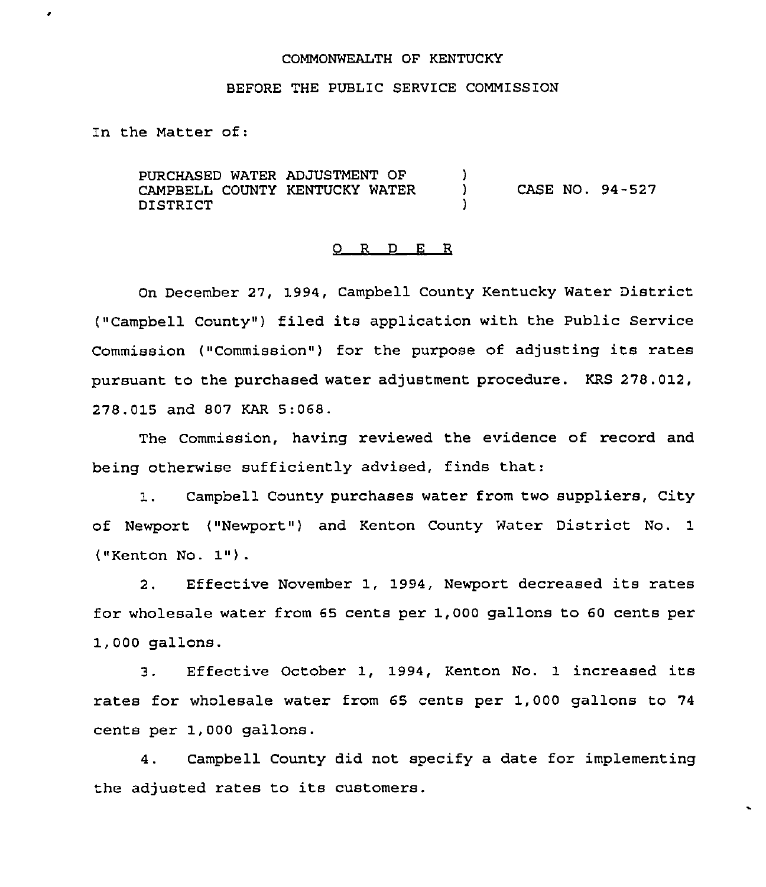COMMONWEALTH OF KENTUCKY

BEFORE THE PUBLIC SERVICE COMMISSION

In the Matter of:

| | | |
|---|---|---|
| PURCHASED WATER ADJUSTMENT OF CAMPBELL COUNTY KENTUCKY WATER DISTRICT | ) ) ) | CASE NO. 94-527 |

# O R D E R

On December 27, 1994, Campbell County Kentucky Water District ("Campbell County") filed its application with the Public Service Commission ("Commission") for the purpose of adjusting its rates pursuant to the purchased water adjustment procedure. KRS 278.012, 278.015 and 807 KAR 5:068.

The Commission, having reviewed the evidence of record and being otherwise sufficiently advised, finds that:

1. Campbell County purchases water from two suppliers, City of Newport ("Newport") and Kenton County Water District No. 1 ("Kenton No. 1").

2. Effective November 1, 1994, Newport decreased its rates for wholesale water from 65 cents per 1,000 gallons to 60 cents per 1,000 gallons.

3. Effective October 1, 1994, Kenton No. 1 increased its rates for wholesale water from 65 cents per 1,000 gallons to 74 cents per 1,000 gallons.

4. Campbell County did not specify a date for implementing the adjusted rates to its customers.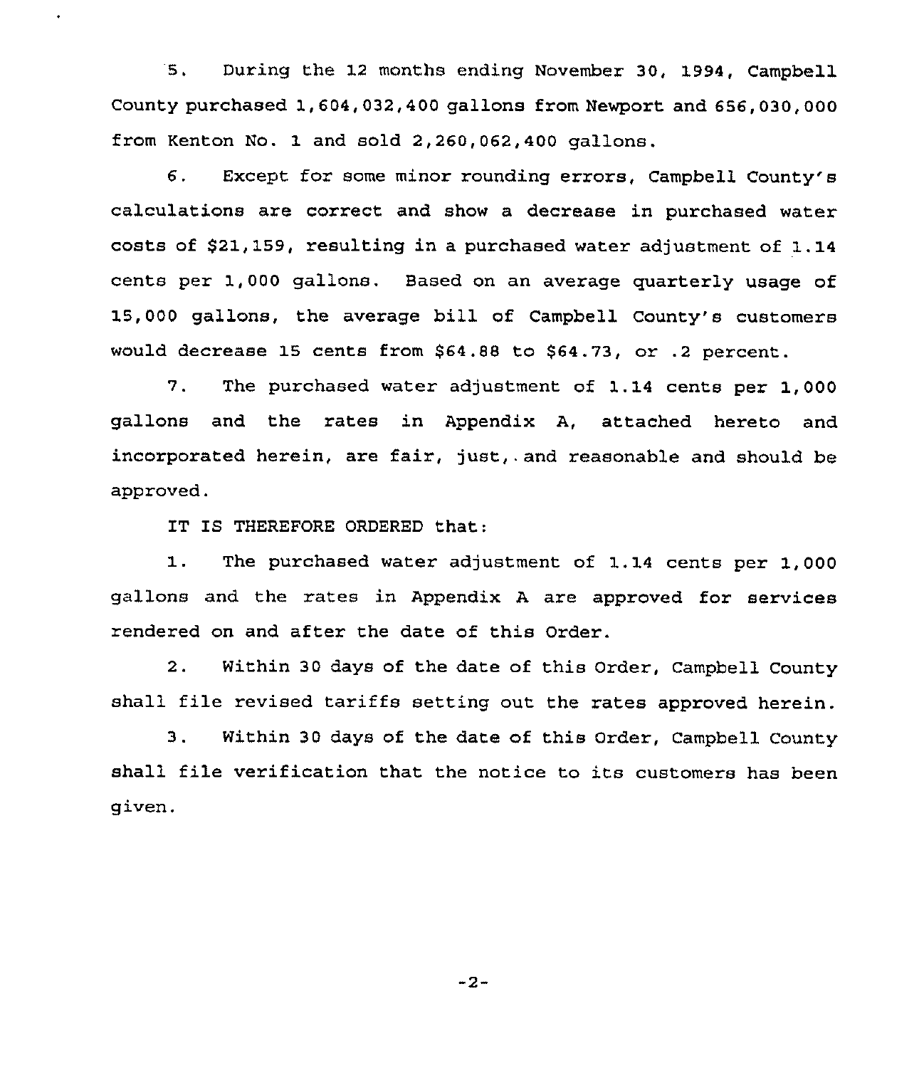5. During the 12 months ending November 30, 1994, Campbell County purchased 1,604,032,400 gallons from Newport and 656,030,000 from Kenton No. 1 and sold 2,260,062,400 gallons.

6. Except for some minor rounding errors, Campbell County's calculations are correct and show a decrease in purchased water costs of $21,159, resulting in a purchased water adjustment of 1.14 cents per 1,000 gallons. Based on an average quarterly usage of 15,000 gallons, the average bill of Campbell County's customers would decrease 15 cents from $64.88 to $64.73, or .2 percent.

7. The purchased water adjustment of 1.14 cents per 1,000 gallons and the rates in Appendix A, attached hereto and incorporated herein, are fair, just, and reasonable and should be approved.

IT IS THEREFORE ORDERED that:

1. The purchased water adjustment of 1.14 cents per 1,000 gallons and the rates in Appendix A are approved for services rendered on and after the date of this Order.

2. Within 30 days of the date of this Order, Campbell County shall file revised tariffs setting out the rates approved herein.

3. Within 30 days of the date of this Order, Campbell County shall file verification that the notice to its customers has been given.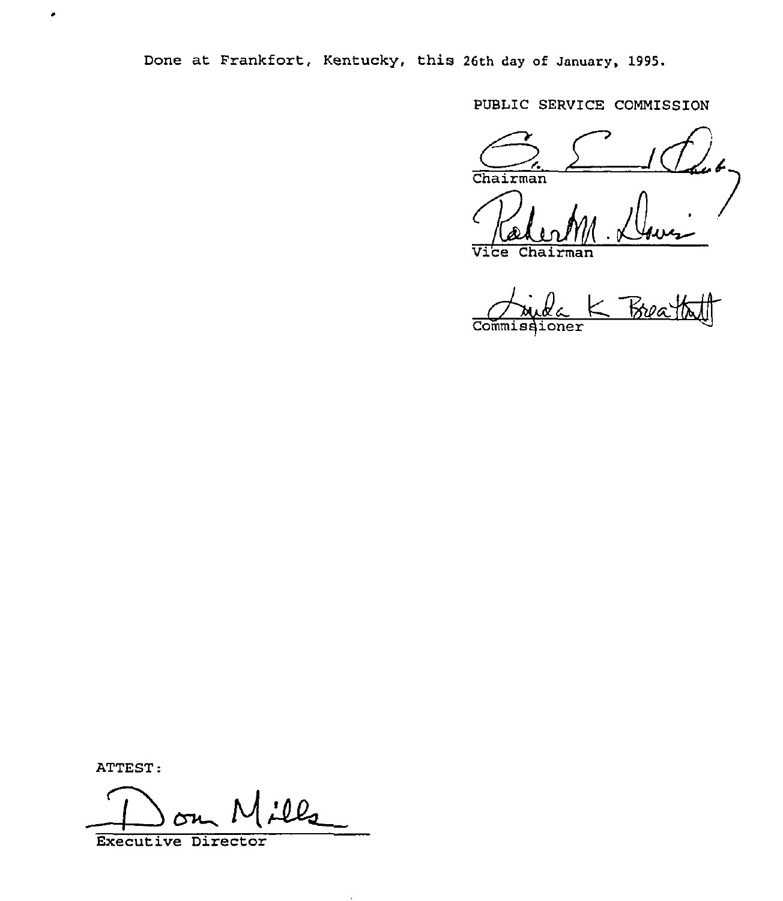Done at Frankfort, Kentucky, this 26th day of January, 1995.

PUBLIC SERVICE COMMISSION

Chairman

Vice Chairman

Commissioner

ATTEST:

Executive Director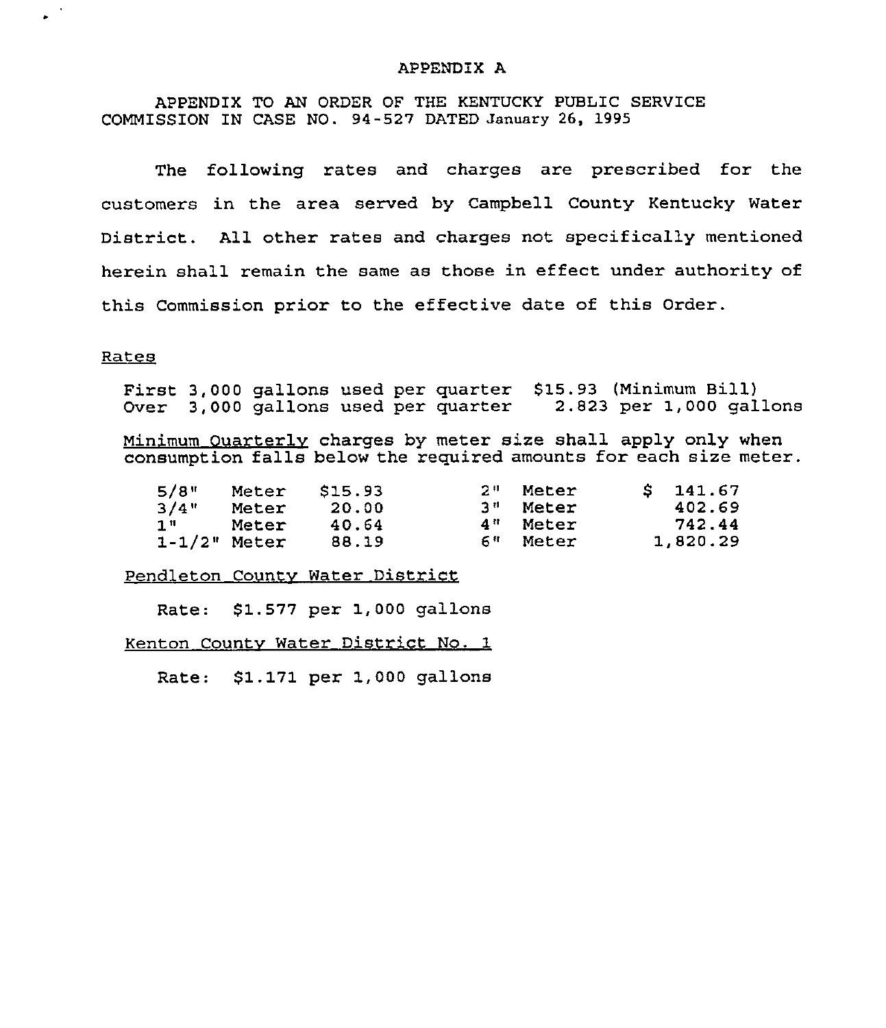# APPENDIX A

APPENDIX TO AN ORDER OF THE KENTUCKY PUBLIC SERVICE COMMISSION IN CASE NO. 94-527 DATED January 26, 1995

The following rates and charges are prescribed for the customers in the area served by Campbell County Kentucky Water District. All other rates and charges not specifically mentioned herein shall remain the same as those in effect under authority of this Commission prior to the effective date of this Order.

Rates

| | |
|---|---|
| First 3,000 gallons used per quarter | $15.93 (Minimum Bill) |
| Over 3,000 gallons used per quarter | 2.823 per 1,000 gallons |

Minimum Quarterly charges by meter size shall apply only when consumption falls below the required amounts for each size meter.

| | | | | | |
|---|---|---|---|---|---|
| 5/8" | Meter | $15.93 | 2" | Meter | $ 141.67 |
| 3/4" | Meter | 20.00 | 3" | Meter | 402.69 |
| 1" | Meter | 40.64 | 4" | Meter | 742.44 |
| 1-1/2" | Meter | 88.19 | 6" | Meter | 1,820.29 |

Pendleton County Water District

Rate: $1.577 per 1,000 gallons

Kenton County Water District No. 1

Rate: $1.171 per 1,000 gallons